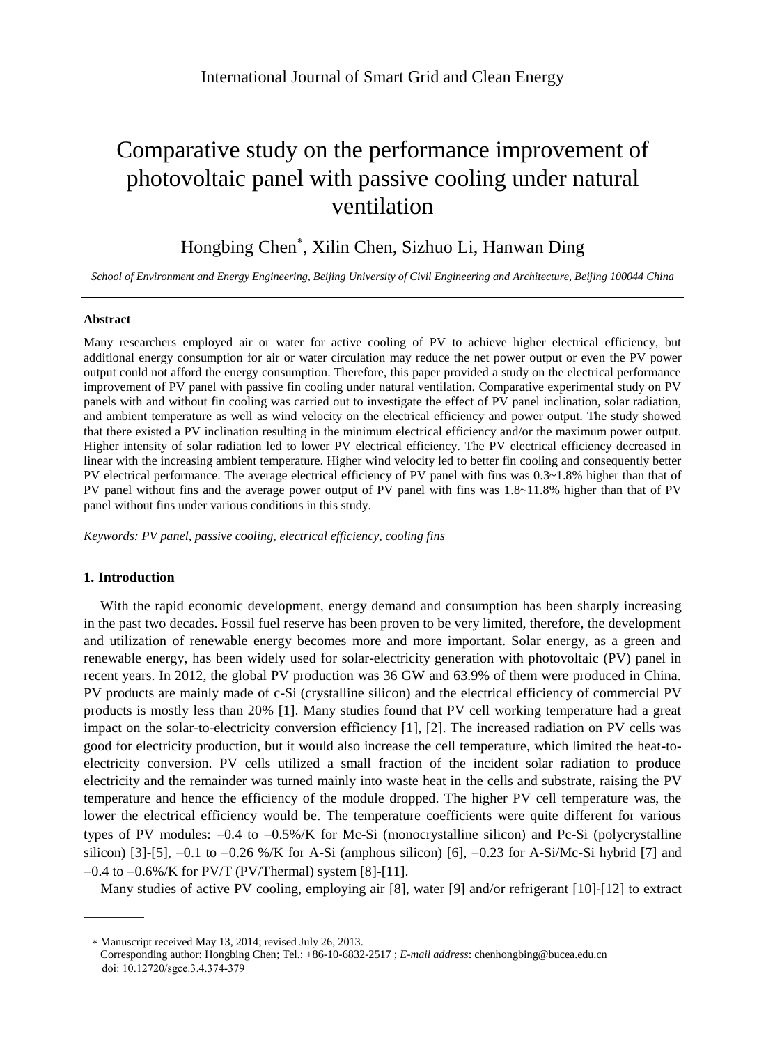# Comparative study on the performance improvement of photovoltaic panel with passive cooling under natural ventilation

Hongbing Chen[*], Xilin Chen, Sizhuo Li, Hanwan Ding

*School of Environment and Energy Engineering, Beijing University of Civil Engineering and Architecture, Beijing 100044 China*

---

### Abstract

Many researchers employed air or water for active cooling of PV to achieve higher electrical efficiency, but additional energy consumption for air or water circulation may reduce the net power output or even the PV power output could not afford the energy consumption. Therefore, this paper provided a study on the electrical performance improvement of PV panel with passive fin cooling under natural ventilation. Comparative experimental study on PV panels with and without fin cooling was carried out to investigate the effect of PV panel inclination, solar radiation, and ambient temperature as well as wind velocity on the electrical efficiency and power output. The study showed that there existed a PV inclination resulting in the minimum electrical efficiency and/or the maximum power output. Higher intensity of solar radiation led to lower PV electrical efficiency. The PV electrical efficiency decreased in linear with the increasing ambient temperature. Higher wind velocity led to better fin cooling and consequently better PV electrical performance. The average electrical efficiency of PV panel with fins was 0.3~1.8% higher than that of PV panel without fins and the average power output of PV panel with fins was 1.8~11.8% higher than that of PV panel without fins under various conditions in this study.

*Keywords: PV panel, passive cooling, electrical efficiency, cooling fins*

---

## 1. Introduction

With the rapid economic development, energy demand and consumption has been sharply increasing in the past two decades. Fossil fuel reserve has been proven to be very limited, therefore, the development and utilization of renewable energy becomes more and more important. Solar energy, as a green and renewable energy, has been widely used for solar-electricity generation with photovoltaic (PV) panel in recent years. In 2012, the global PV production was 36 GW and 63.9% of them were produced in China. PV products are mainly made of c-Si (crystalline silicon) and the electrical efficiency of commercial PV products is mostly less than 20% [1]. Many studies found that PV cell working temperature had a great impact on the solar-to-electricity conversion efficiency [1], [2]. The increased radiation on PV cells was good for electricity production, but it would also increase the cell temperature, which limited the heat-to-electricity conversion. PV cells utilized a small fraction of the incident solar radiation to produce electricity and the remainder was turned mainly into waste heat in the cells and substrate, raising the PV temperature and hence the efficiency of the module dropped. The higher PV cell temperature was, the lower the electrical efficiency would be. The temperature coefficients were quite different for various types of PV modules: −0.4 to −0.5%/K for Mc-Si (monocrystalline silicon) and Pc-Si (polycrystalline silicon) [3]-[5], −0.1 to −0.26 %/K for A-Si (amphous silicon) [6], −0.23 for A-Si/Mc-Si hybrid [7] and −0.4 to −0.6%/K for PV/T (PV/Thermal) system [8]-[11].

Many studies of active PV cooling, employing air [8], water [9] and/or refrigerant [10]-[12] to extract

---

[*] Manuscript received May 13, 2014; revised July 26, 2013.
Corresponding author: Hongbing Chen; Tel.: +86-10-6832-2517 ; *E-mail address*: chenhongbing@bucea.edu.cn
doi: 10.12720/sgce.3.4.374-379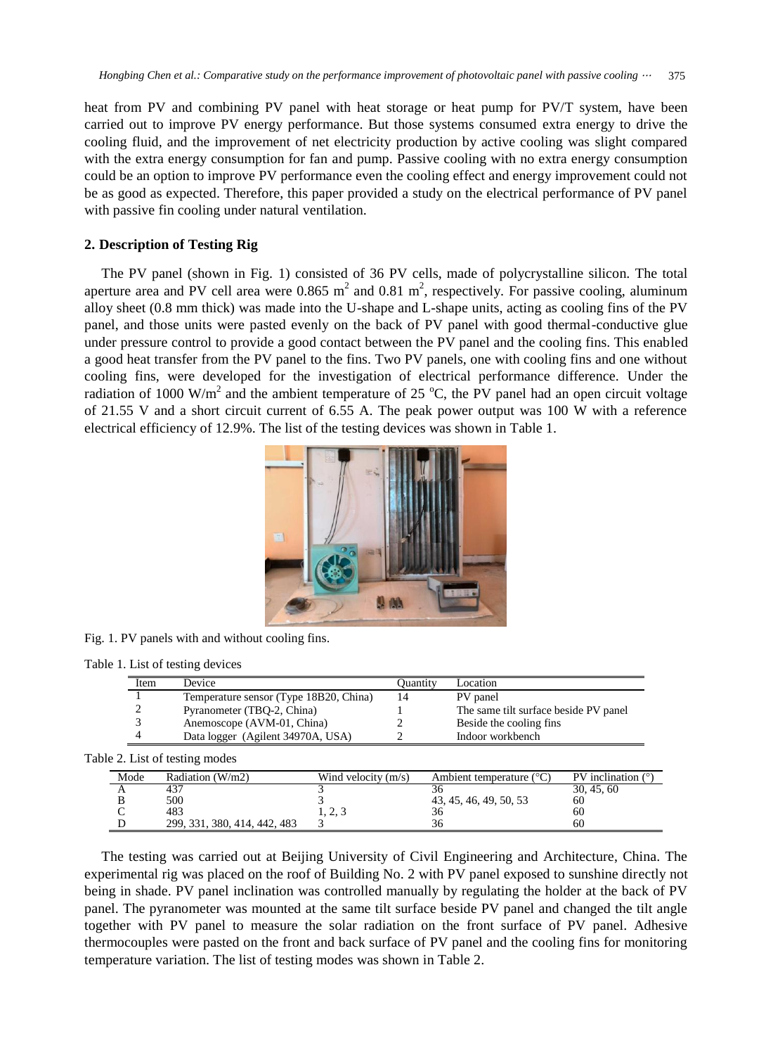heat from PV and combining PV panel with heat storage or heat pump for PV/T system, have been carried out to improve PV energy performance. But those systems consumed extra energy to drive the cooling fluid, and the improvement of net electricity production by active cooling was slight compared with the extra energy consumption for fan and pump. Passive cooling with no extra energy consumption could be an option to improve PV performance even the cooling effect and energy improvement could not be as good as expected. Therefore, this paper provided a study on the electrical performance of PV panel with passive fin cooling under natural ventilation.

## 2. Description of Testing Rig

The PV panel (shown in Fig. 1) consisted of 36 PV cells, made of polycrystalline silicon. The total aperture area and PV cell area were 0.865 $m^2$ and 0.81 $m^2$, respectively. For passive cooling, aluminum alloy sheet (0.8 mm thick) was made into the U-shape and L-shape units, acting as cooling fins of the PV panel, and those units were pasted evenly on the back of PV panel with good thermal-conductive glue under pressure control to provide a good contact between the PV panel and the cooling fins. This enabled a good heat transfer from the PV panel to the fins. Two PV panels, one with cooling fins and one without cooling fins, were developed for the investigation of electrical performance difference. Under the radiation of 1000 $W/m^2$ and the ambient temperature of 25 $^oC$, the PV panel had an open circuit voltage of 21.55 V and a short circuit current of 6.55 A. The peak power output was 100 W with a reference electrical efficiency of 12.9%. The list of the testing devices was shown in Table 1.

Fig. 1. PV panels with and without cooling fins.

Table 1. List of testing devices

| Item | Device | Quantity | Location |
|---|---|---|---|
| 1 | Temperature sensor (Type 18B20, China) | 14 | PV panel |
| 2 | Pyranometer (TBQ-2, China) | 1 | The same tilt surface beside PV panel |
| 3 | Anemoscope (AVM-01, China) | 2 | Beside the cooling fins |
| 4 | Data logger (Agilent 34970A, USA) | 2 | Indoor workbench |

Table 2. List of testing modes

| Mode | Radiation (W/m2) | Wind velocity (m/s) | Ambient temperature (°C) | PV inclination (°) |
|---|---|---|---|---|
| A | 437 | 3 | 36 | 30, 45, 60 |
| B | 500 | 3 | 43, 45, 46, 49, 50, 53 | 60 |
| C | 483 | 1, 2, 3 | 36 | 60 |
| D | 299, 331, 380, 414, 442, 483 | 3 | 36 | 60 |

The testing was carried out at Beijing University of Civil Engineering and Architecture, China. The experimental rig was placed on the roof of Building No. 2 with PV panel exposed to sunshine directly not being in shade. PV panel inclination was controlled manually by regulating the holder at the back of PV panel. The pyranometer was mounted at the same tilt surface beside PV panel and changed the tilt angle together with PV panel to measure the solar radiation on the front surface of PV panel. Adhesive thermocouples were pasted on the front and back surface of PV panel and the cooling fins for monitoring temperature variation. The list of testing modes was shown in Table 2.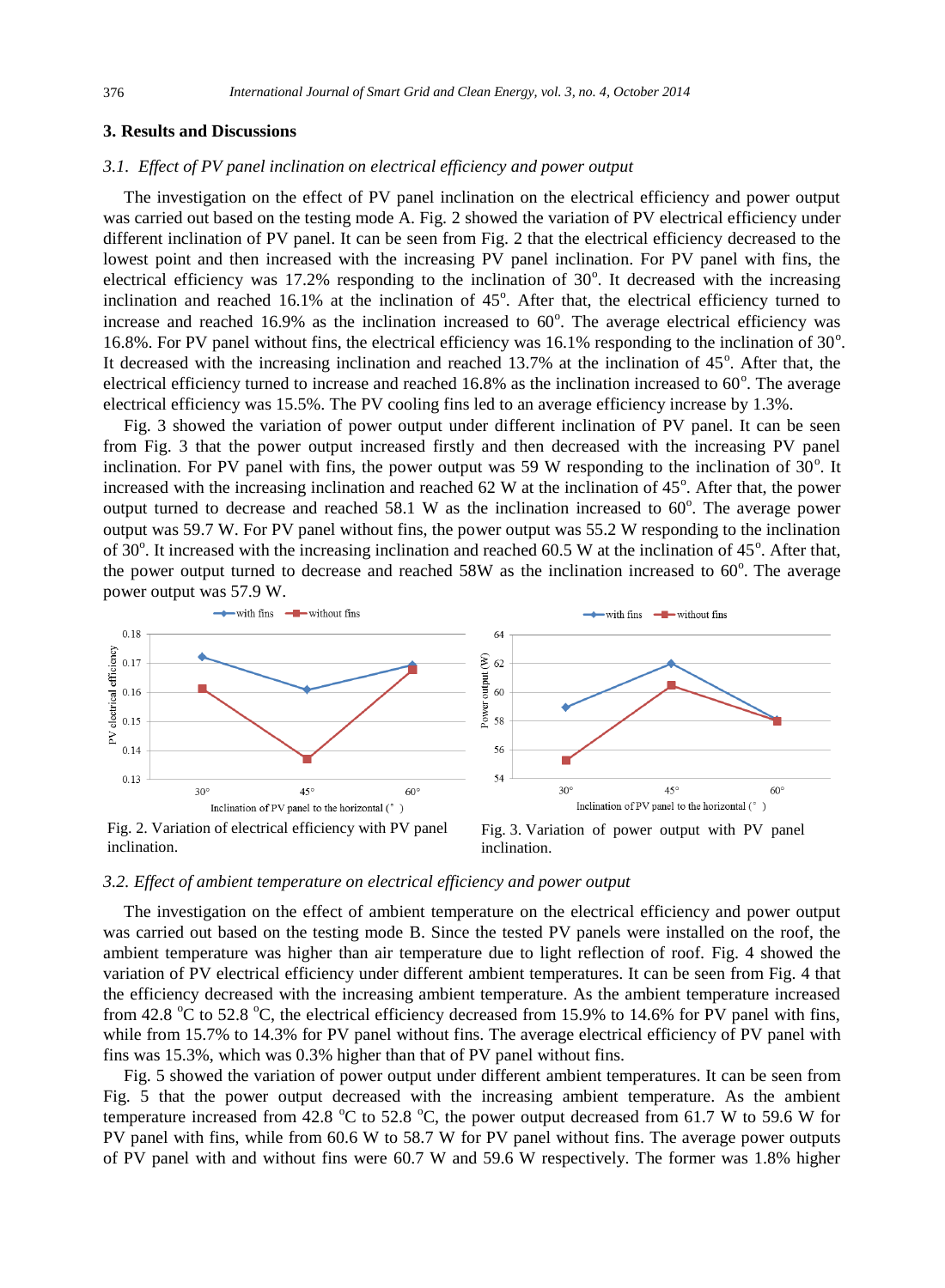## 3. Results and Discussions

### 3.1. *Effect of PV panel inclination on electrical efficiency and power output*

The investigation on the effect of PV panel inclination on the electrical efficiency and power output was carried out based on the testing mode A. Fig. 2 showed the variation of PV electrical efficiency under different inclination of PV panel. It can be seen from Fig. 2 that the electrical efficiency decreased to the lowest point and then increased with the increasing PV panel inclination. For PV panel with fins, the electrical efficiency was 17.2% responding to the inclination of 30°. It decreased with the increasing inclination and reached 16.1% at the inclination of 45°. After that, the electrical efficiency turned to increase and reached 16.9% as the inclination increased to 60°. The average electrical efficiency was 16.8%. For PV panel without fins, the electrical efficiency was 16.1% responding to the inclination of 30°. It decreased with the increasing inclination and reached 13.7% at the inclination of 45°. After that, the electrical efficiency turned to increase and reached 16.8% as the inclination increased to 60°. The average electrical efficiency was 15.5%. The PV cooling fins led to an average efficiency increase by 1.3%.

Fig. 3 showed the variation of power output under different inclination of PV panel. It can be seen from Fig. 3 that the power output increased firstly and then decreased with the increasing PV panel inclination. For PV panel with fins, the power output was 59 W responding to the inclination of 30°. It increased with the increasing inclination and reached 62 W at the inclination of 45°. After that, the power output turned to decrease and reached 58.1 W as the inclination increased to 60°. The average power output was 59.7 W. For PV panel without fins, the power output was 55.2 W responding to the inclination of 30°. It increased with the increasing inclination and reached 60.5 W at the inclination of 45°. After that, the power output turned to decrease and reached 58W as the inclination increased to 60°. The average power output was 57.9 W.

Fig. 2. Variation of electrical efficiency with PV panel inclination.

Fig. 3. Variation of power output with PV panel inclination.

### 3.2. *Effect of ambient temperature on electrical efficiency and power output*

The investigation on the effect of ambient temperature on the electrical efficiency and power output was carried out based on the testing mode B. Since the tested PV panels were installed on the roof, the ambient temperature was higher than air temperature due to light reflection of roof. Fig. 4 showed the variation of PV electrical efficiency under different ambient temperatures. It can be seen from Fig. 4 that the efficiency decreased with the increasing ambient temperature. As the ambient temperature increased from 42.8 °C to 52.8 °C, the electrical efficiency decreased from 15.9% to 14.6% for PV panel with fins, while from 15.7% to 14.3% for PV panel without fins. The average electrical efficiency of PV panel with fins was 15.3%, which was 0.3% higher than that of PV panel without fins.

Fig. 5 showed the variation of power output under different ambient temperatures. It can be seen from Fig. 5 that the power output decreased with the increasing ambient temperature. As the ambient temperature increased from 42.8 °C to 52.8 °C, the power output decreased from 61.7 W to 59.6 W for PV panel with fins, while from 60.6 W to 58.7 W for PV panel without fins. The average power outputs of PV panel with and without fins were 60.7 W and 59.6 W respectively. The former was 1.8% higher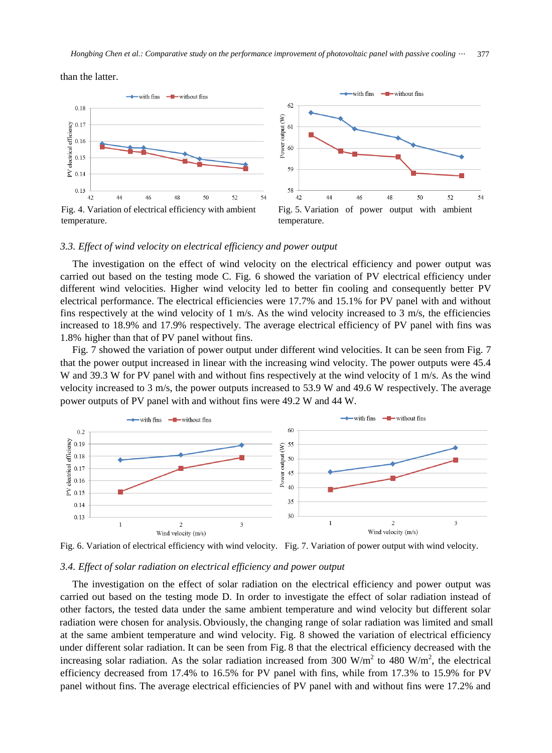than the latter.

Fig. 4. Variation of electrical efficiency with ambient temperature.

Fig. 5. Variation of power output with ambient temperature.

### 3.3. Effect of wind velocity on electrical efficiency and power output

The investigation on the effect of wind velocity on the electrical efficiency and power output was carried out based on the testing mode C. Fig. 6 showed the variation of PV electrical efficiency under different wind velocities. Higher wind velocity led to better fin cooling and consequently better PV electrical performance. The electrical efficiencies were 17.7% and 15.1% for PV panel with and without fins respectively at the wind velocity of 1 m/s. As the wind velocity increased to 3 m/s, the efficiencies increased to 18.9% and 17.9% respectively. The average electrical efficiency of PV panel with fins was 1.8% higher than that of PV panel without fins.

Fig. 7 showed the variation of power output under different wind velocities. It can be seen from Fig. 7 that the power output increased in linear with the increasing wind velocity. The power outputs were 45.4 W and 39.3 W for PV panel with and without fins respectively at the wind velocity of 1 m/s. As the wind velocity increased to 3 m/s, the power outputs increased to 53.9 W and 49.6 W respectively. The average power outputs of PV panel with and without fins were 49.2 W and 44 W.

Fig. 6. Variation of electrical efficiency with wind velocity.

Fig. 7. Variation of power output with wind velocity.

### 3.4. Effect of solar radiation on electrical efficiency and power output

The investigation on the effect of solar radiation on the electrical efficiency and power output was carried out based on the testing mode D. In order to investigate the effect of solar radiation instead of other factors, the tested data under the same ambient temperature and wind velocity but different solar radiation were chosen for analysis. Obviously, the changing range of solar radiation was limited and small at the same ambient temperature and wind velocity. Fig. 8 showed the variation of electrical efficiency under different solar radiation. It can be seen from Fig. 8 that the electrical efficiency decreased with the increasing solar radiation. As the solar radiation increased from 300 W/m$^2$ to 480 W/m$^2$, the electrical efficiency decreased from 17.4% to 16.5% for PV panel with fins, while from 17.3% to 15.9% for PV panel without fins. The average electrical efficiencies of PV panel with and without fins were 17.2% and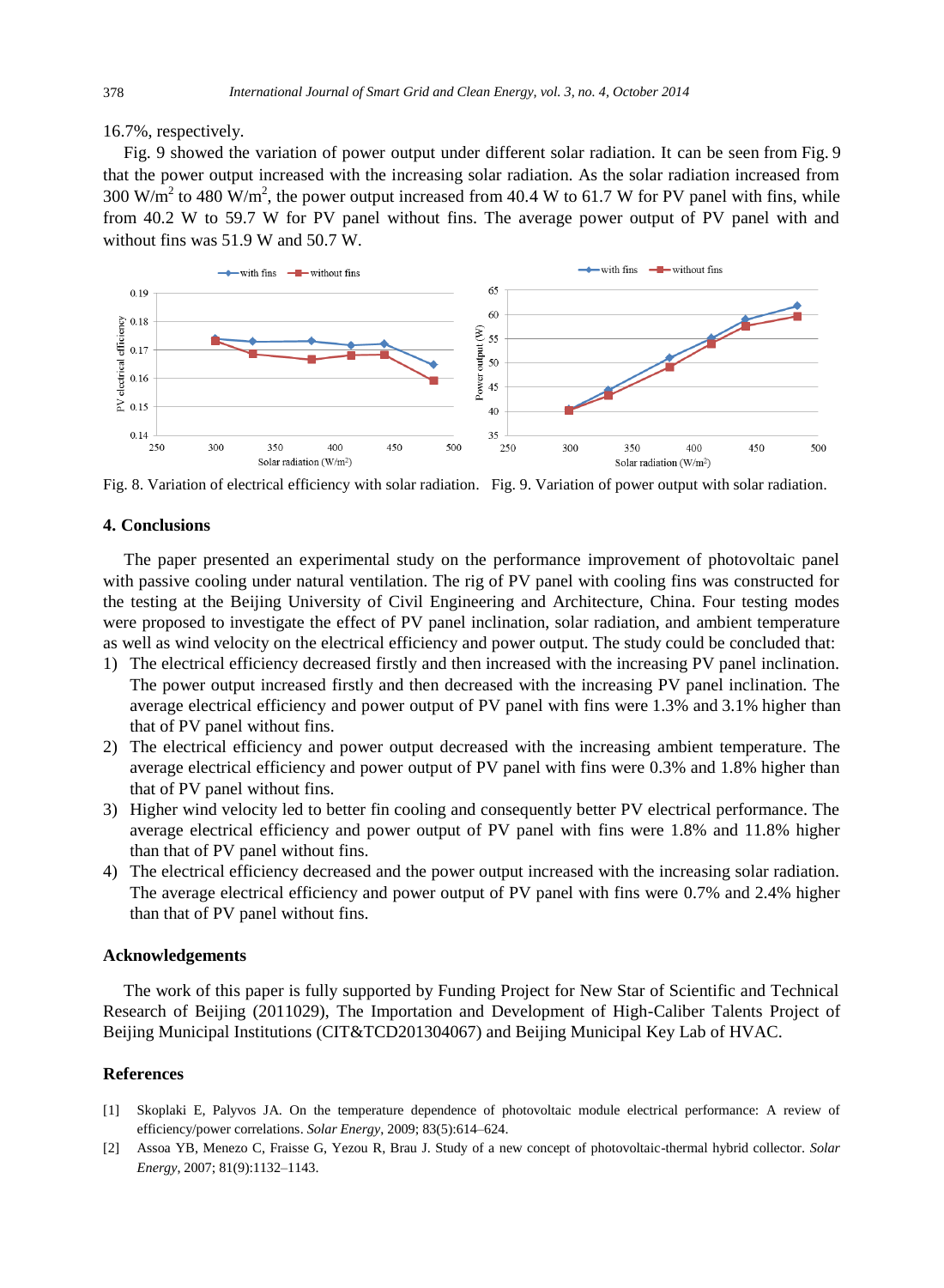16.7%, respectively.

Fig. 9 showed the variation of power output under different solar radiation. It can be seen from Fig. 9 that the power output increased with the increasing solar radiation. As the solar radiation increased from 300 W/m$^2$ to 480 W/m$^2$, the power output increased from 40.4 W to 61.7 W for PV panel with fins, while from 40.2 W to 59.7 W for PV panel without fins. The average power output of PV panel with and without fins was 51.9 W and 50.7 W.

Fig. 8. Variation of electrical efficiency with solar radiation.

Fig. 9. Variation of power output with solar radiation.

## 4. Conclusions

The paper presented an experimental study on the performance improvement of photovoltaic panel with passive cooling under natural ventilation. The rig of PV panel with cooling fins was constructed for the testing at the Beijing University of Civil Engineering and Architecture, China. Four testing modes were proposed to investigate the effect of PV panel inclination, solar radiation, and ambient temperature as well as wind velocity on the electrical efficiency and power output. The study could be concluded that:

1) The electrical efficiency decreased firstly and then increased with the increasing PV panel inclination. The power output increased firstly and then decreased with the increasing PV panel inclination. The average electrical efficiency and power output of PV panel with fins were 1.3% and 3.1% higher than that of PV panel without fins.
2) The electrical efficiency and power output decreased with the increasing ambient temperature. The average electrical efficiency and power output of PV panel with fins were 0.3% and 1.8% higher than that of PV panel without fins.
3) Higher wind velocity led to better fin cooling and consequently better PV electrical performance. The average electrical efficiency and power output of PV panel with fins were 1.8% and 11.8% higher than that of PV panel without fins.
4) The electrical efficiency decreased and the power output increased with the increasing solar radiation. The average electrical efficiency and power output of PV panel with fins were 0.7% and 2.4% higher than that of PV panel without fins.

## Acknowledgements

The work of this paper is fully supported by Funding Project for New Star of Scientific and Technical Research of Beijing (2011029), The Importation and Development of High-Caliber Talents Project of Beijing Municipal Institutions (CIT&TCD201304067) and Beijing Municipal Key Lab of HVAC.

## References

[1] Skoplaki E, Palyvos JA. On the temperature dependence of photovoltaic module electrical performance: A review of efficiency/power correlations. *Solar Energy*, 2009; 83(5):614–624.

[2] Assoa YB, Menezo C, Fraisse G, Yezou R, Brau J. Study of a new concept of photovoltaic-thermal hybrid collector. *Solar Energy*, 2007; 81(9):1132–1143.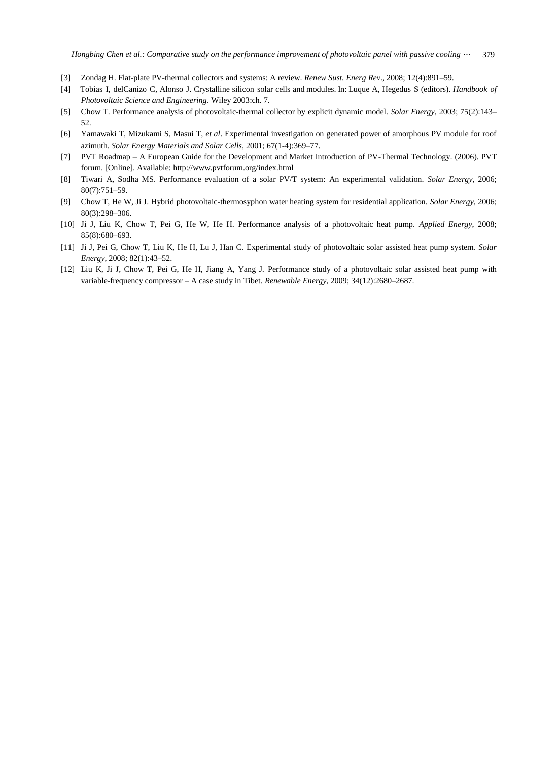[3] Zondag H. Flat-plate PV-thermal collectors and systems: A review. *Renew Sust. Energ Rev*., 2008; 12(4):891–59.

[4] Tobias I, delCanizo C, Alonso J. Crystalline silicon solar cells and modules. In: Luque A, Hegedus S (editors). *Handbook of Photovoltaic Science and Engineering*. Wiley 2003:ch. 7.

[5] Chow T. Performance analysis of photovoltaic-thermal collector by explicit dynamic model. *Solar Energy*, 2003; 75(2):143–52.

[6] Yamawaki T, Mizukami S, Masui T, *et al*. Experimental investigation on generated power of amorphous PV module for roof azimuth. *Solar Energy Materials and Solar Cells*, 2001; 67(1-4):369–77.

[7] PVT Roadmap – A European Guide for the Development and Market Introduction of PV-Thermal Technology. (2006). PVT forum. [Online]. Available: http://www.pvtforum.org/index.html

[8] Tiwari A, Sodha MS. Performance evaluation of a solar PV/T system: An experimental validation. *Solar Energy*, 2006; 80(7):751–59.

[9] Chow T, He W, Ji J. Hybrid photovoltaic-thermosyphon water heating system for residential application. *Solar Energy*, 2006; 80(3):298–306.

[10] Ji J, Liu K, Chow T, Pei G, He W, He H. Performance analysis of a photovoltaic heat pump. *Applied Energy*, 2008; 85(8):680–693.

[11] Ji J, Pei G, Chow T, Liu K, He H, Lu J, Han C. Experimental study of photovoltaic solar assisted heat pump system. *Solar Energy*, 2008; 82(1):43–52.

[12] Liu K, Ji J, Chow T, Pei G, He H, Jiang A, Yang J. Performance study of a photovoltaic solar assisted heat pump with variable-frequency compressor – A case study in Tibet. *Renewable Energy*, 2009; 34(12):2680–2687.